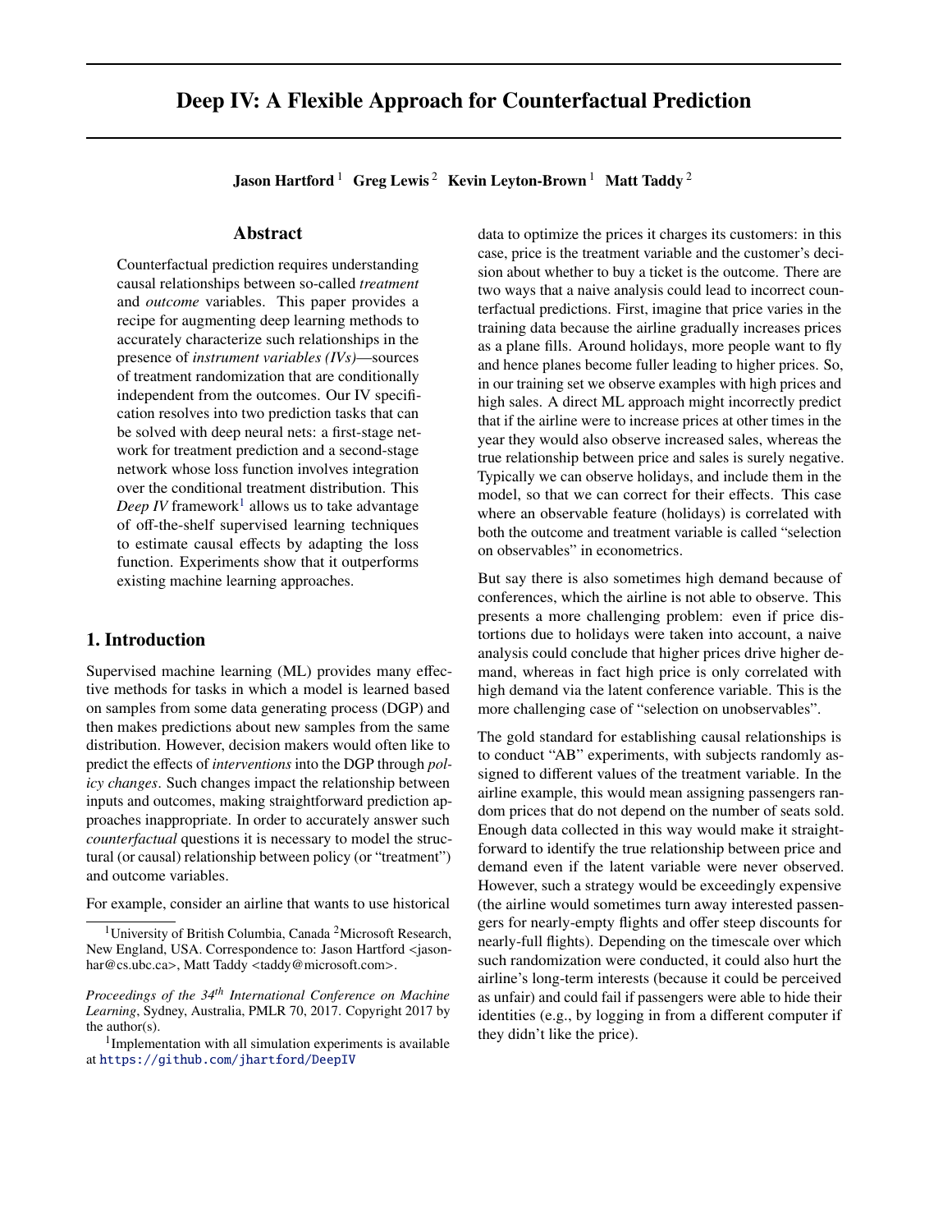# Deep IV: A Flexible Approach for Counterfactual Prediction

**Jason Hartford** [1] **Greg Lewis** [2] **Kevin Leyton-Brown** [1] **Matt Taddy** [2]

## Abstract

Counterfactual prediction requires understanding causal relationships between so-called *treatment* and *outcome* variables. This paper provides a recipe for augmenting deep learning methods to accurately characterize such relationships in the presence of *instrument variables (IVs)*—sources of treatment randomization that are conditionally independent from the outcomes. Our IV specification resolves into two prediction tasks that can be solved with deep neural nets: a first-stage network for treatment prediction and a second-stage network whose loss function involves integration over the conditional treatment distribution. This *Deep IV* framework[1] allows us to take advantage of off-the-shelf supervised learning techniques to estimate causal effects by adapting the loss function. Experiments show that it outperforms existing machine learning approaches.

## 1. Introduction

Supervised machine learning (ML) provides many effective methods for tasks in which a model is learned based on samples from some data generating process (DGP) and then makes predictions about new samples from the same distribution. However, decision makers would often like to predict the effects of *interventions* into the DGP through *policy changes*. Such changes impact the relationship between inputs and outcomes, making straightforward prediction approaches inappropriate. In order to accurately answer such *counterfactual* questions it is necessary to model the structural (or causal) relationship between policy (or "treatment") and outcome variables.

For example, consider an airline that wants to use historical data to optimize the prices it charges its customers: in this case, price is the treatment variable and the customer's decision about whether to buy a ticket is the outcome. There are two ways that a naive analysis could lead to incorrect counterfactual predictions. First, imagine that price varies in the training data because the airline gradually increases prices as a plane fills. Around holidays, more people want to fly and hence planes become fuller leading to higher prices. So, in our training set we observe examples with high prices and high sales. A direct ML approach might incorrectly predict that if the airline were to increase prices at other times in the year they would also observe increased sales, whereas the true relationship between price and sales is surely negative. Typically we can observe holidays, and include them in the model, so that we can correct for their effects. This case where an observable feature (holidays) is correlated with both the outcome and treatment variable is called "selection on observables" in econometrics.

But say there is also sometimes high demand because of conferences, which the airline is not able to observe. This presents a more challenging problem: even if price distortions due to holidays were taken into account, a naive analysis could conclude that higher prices drive higher demand, whereas in fact high price is only correlated with high demand via the latent conference variable. This is the more challenging case of "selection on unobservables".

The gold standard for establishing causal relationships is to conduct "AB" experiments, with subjects randomly assigned to different values of the treatment variable. In the airline example, this would mean assigning passengers random prices that do not depend on the number of seats sold. Enough data collected in this way would make it straightforward to identify the true relationship between price and demand even if the latent variable were never observed. However, such a strategy would be exceedingly expensive (the airline would sometimes turn away interested passengers for nearly-empty flights and offer steep discounts for nearly-full flights). Depending on the timescale over which such randomization were conducted, it could also hurt the airline's long-term interests (because it could be perceived as unfair) and could fail if passengers were able to hide their identities (e.g., by logging in from a different computer if they didn't like the price).

---

[1] University of British Columbia, Canada [2] Microsoft Research, New England, USA. Correspondence to: Jason Hartford <jasonhar@cs.ubc.ca>, Matt Taddy <taddy@microsoft.com>.

*Proceedings of the 34th International Conference on Machine Learning*, Sydney, Australia, PMLR 70, 2017. Copyright 2017 by the author(s).

[1] Implementation with all simulation experiments is available at https://github.com/jhartford/DeepIV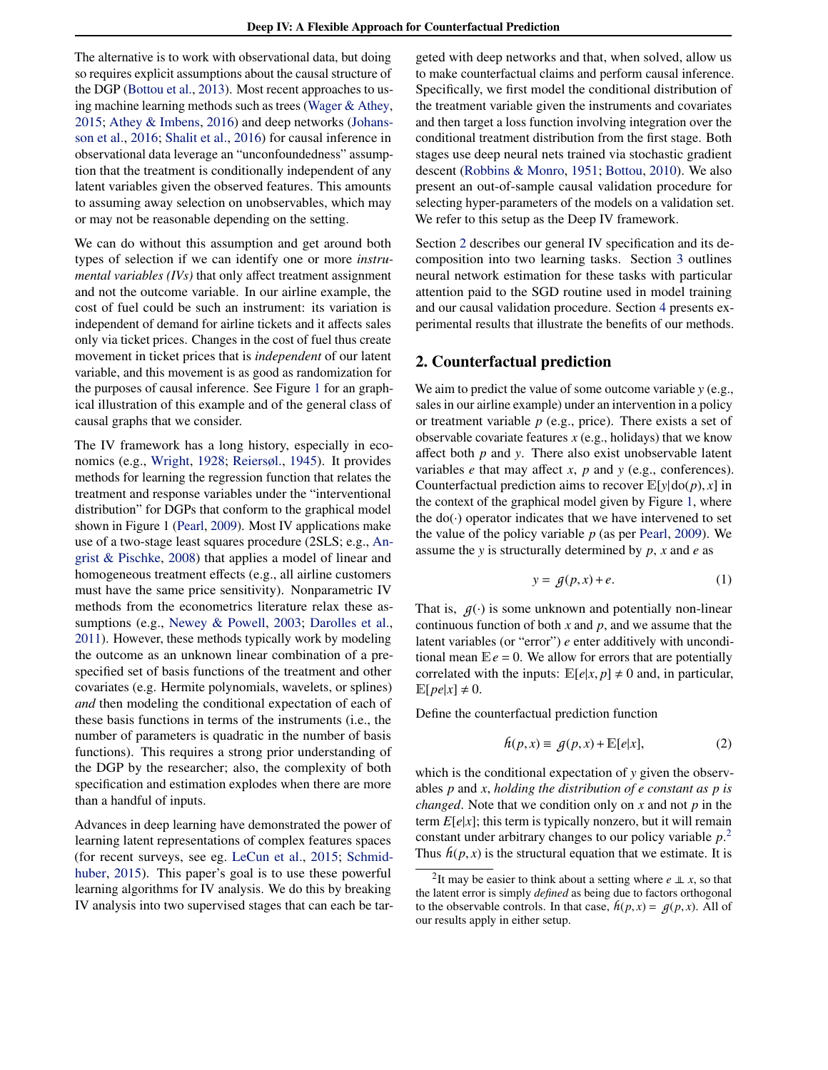The alternative is to work with observational data, but doing so requires explicit assumptions about the causal structure of the DGP (Bottou et al., 2013). Most recent approaches to using machine learning methods such as trees (Wager & Athey, 2015; Athey & Imbens, 2016) and deep networks (Johansson et al., 2016; Shalit et al., 2016) for causal inference in observational data leverage an "unconfoundedness" assumption that the treatment is conditionally independent of any latent variables given the observed features. This amounts to assuming away selection on unobservables, which may or may not be reasonable depending on the setting.

We can do without this assumption and get around both types of selection if we can identify one or more *instrumental variables (IVs)* that only affect treatment assignment and not the outcome variable. In our airline example, the cost of fuel could be such an instrument: its variation is independent of demand for airline tickets and it affects sales only via ticket prices. Changes in the cost of fuel thus create movement in ticket prices that is *independent* of our latent variable, and this movement is as good as randomization for the purposes of causal inference. See Figure 1 for an graphical illustration of this example and of the general class of causal graphs that we consider.

The IV framework has a long history, especially in economics (e.g., Wright, 1928; Reiersøl., 1945). It provides methods for learning the regression function that relates the treatment and response variables under the "interventional distribution" for DGPs that conform to the graphical model shown in Figure 1 (Pearl, 2009). Most IV applications make use of a two-stage least squares procedure (2SLS; e.g., Angrist & Pischke, 2008) that applies a model of linear and homogeneous treatment effects (e.g., all airline customers must have the same price sensitivity). Nonparametric IV methods from the econometrics literature relax these assumptions (e.g., Newey & Powell, 2003; Darolles et al., 2011). However, these methods typically work by modeling the outcome as an unknown linear combination of a pre-specified set of basis functions of the treatment and other covariates (e.g. Hermite polynomials, wavelets, or splines) *and* then modeling the conditional expectation of each of these basis functions in terms of the instruments (i.e., the number of parameters is quadratic in the number of basis functions). This requires a strong prior understanding of the DGP by the researcher; also, the complexity of both specification and estimation explodes when there are more than a handful of inputs.

Advances in deep learning have demonstrated the power of learning latent representations of complex features spaces (for recent surveys, see eg. LeCun et al., 2015; Schmidhuber, 2015). This paper's goal is to use these powerful learning algorithms for IV analysis. We do this by breaking IV analysis into two supervised stages that can each be targeted with deep networks and that, when solved, allow us to make counterfactual claims and perform causal inference. Specifically, we first model the conditional distribution of the treatment variable given the instruments and covariates and then target a loss function involving integration over the conditional treatment distribution from the first stage. Both stages use deep neural nets trained via stochastic gradient descent (Robbins & Monro, 1951; Bottou, 2010). We also present an out-of-sample causal validation procedure for selecting hyper-parameters of the models on a validation set. We refer to this setup as the Deep IV framework.

Section 2 describes our general IV specification and its decomposition into two learning tasks. Section 3 outlines neural network estimation for these tasks with particular attention paid to the SGD routine used in model training and our causal validation procedure. Section 4 presents experimental results that illustrate the benefits of our methods.

## 2. Counterfactual prediction

We aim to predict the value of some outcome variable $y$ (e.g., sales in our airline example) under an intervention in a policy or treatment variable $p$ (e.g., price). There exists a set of observable covariate features $x$ (e.g., holidays) that we know affect both $p$ and $y$. There also exist unobservable latent variables $e$ that may affect $x$, $p$ and $y$ (e.g., conferences). Counterfactual prediction aims to recover $\mathbb{E}[y|\text{do}(p), x]$ in the context of the graphical model given by Figure 1, where the do($\cdot$) operator indicates that we have intervened to set the value of the policy variable $p$ (as per Pearl, 2009). We assume the $y$ is structurally determined by $p$, $x$ and $e$ as

$$y = g(p, x) + e. \tag{1}$$

That is, $g(\cdot)$ is some unknown and potentially non-linear continuous function of both $x$ and $p$, and we assume that the latent variables (or "error") $e$ enter additively with unconditional mean $\mathbb{E}e = 0$. We allow for errors that are potentially correlated with the inputs: $\mathbb{E}[e|x, p] \neq 0$ and, in particular, $\mathbb{E}[pe|x] \neq 0$.

Define the counterfactual prediction function

$$h(p, x) \equiv g(p, x) + \mathbb{E}[e|x], \tag{2}$$

which is the conditional expectation of $y$ given the observables $p$ and $x$, *holding the distribution of $e$ constant as $p$ is changed*. Note that we condition only on $x$ and not $p$ in the term $E[e|x]$; this term is typically nonzero, but it will remain constant under arbitrary changes to our policy variable $p$.[2] Thus $h(p, x)$ is the structural equation that we estimate. It is

[2] It may be easier to think about a setting where $e \perp\!\!\!\perp x$, so that the latent error is simply *defined* as being due to factors orthogonal to the observable controls. In that case, $h(p, x) = g(p, x)$. All of our results apply in either setup.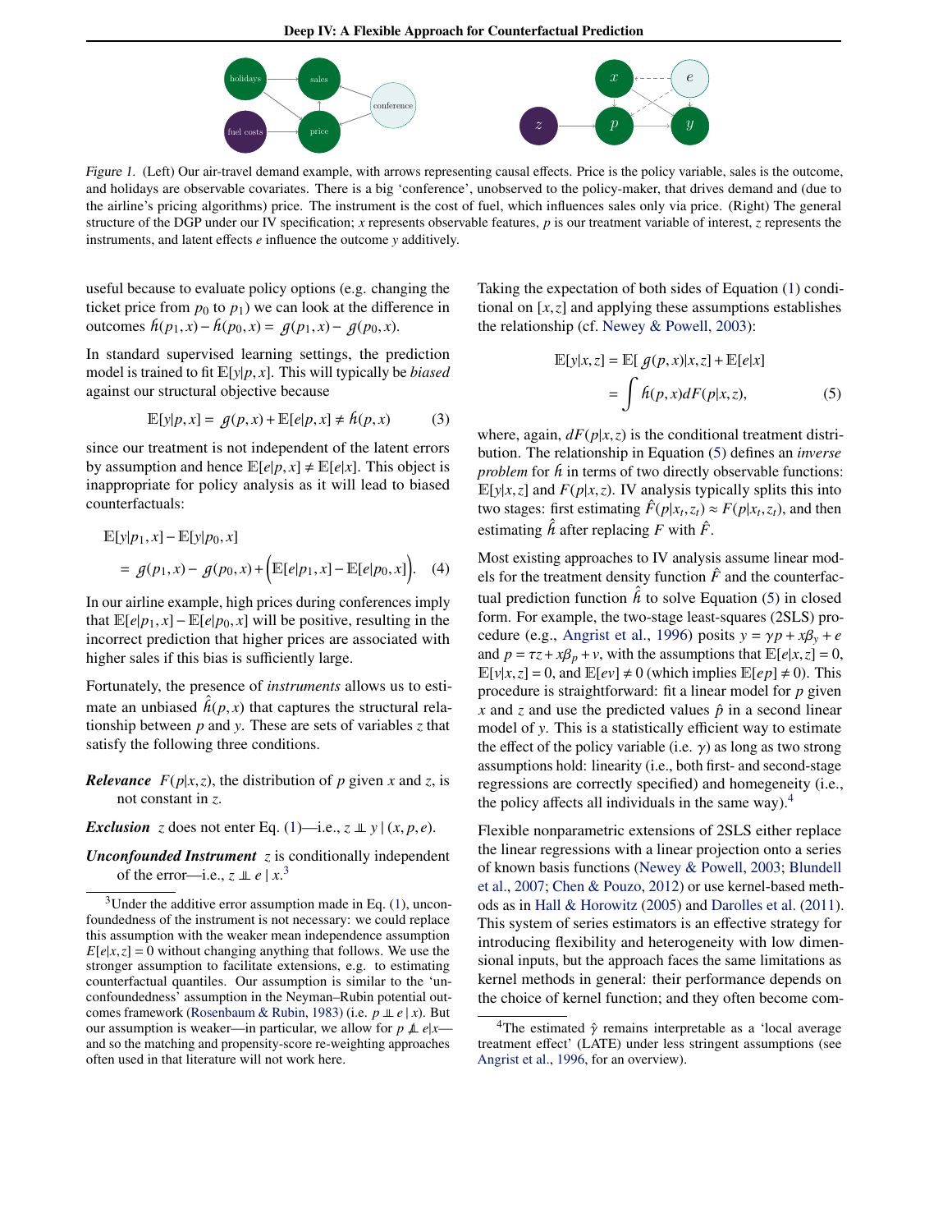*Figure 1.* (Left) Our air-travel demand example, with arrows representing causal effects. Price is the policy variable, sales is the outcome, and holidays are observable covariates. There is a big 'conference', unobserved to the policy-maker, that drives demand and (due to the airline's pricing algorithms) price. The instrument is the cost of fuel, which influences sales only via price. (Right) The general structure of the DGP under our IV specification; $x$ represents observable features, $p$ is our treatment variable of interest, $z$ represents the instruments, and latent effects $e$ influence the outcome $y$ additively.

useful because to evaluate policy options (e.g. changing the ticket price from $p_0$ to $p_1$) we can look at the difference in outcomes $h(p_1, x) - h(p_0, x) = g(p_1, x) - g(p_0, x)$.

In standard supervised learning settings, the prediction model is trained to fit $\mathbb{E}[y|p, x]$. This will typically be *biased* against our structural objective because

$$\mathbb{E}[y|p,x] = g(p,x) + \mathbb{E}[e|p,x] \neq h(p,x) \tag{3}$$

since our treatment is not independent of the latent errors by assumption and hence $\mathbb{E}[e|p,x] \neq \mathbb{E}[e|x]$. This object is inappropriate for policy analysis as it will lead to biased counterfactuals:

$$\begin{aligned}\mathbb{E}[y|p_1,x] &- \mathbb{E}[y|p_0,x] \\ &= g(p_1,x) - g(p_0,x) + \Big(\mathbb{E}[e|p_1,x] - \mathbb{E}[e|p_0,x]\Big). \end{aligned} \tag{4}$$

In our airline example, high prices during conferences imply that $\mathbb{E}[e|p_1, x] - \mathbb{E}[e|p_0, x]$ will be positive, resulting in the incorrect prediction that higher prices are associated with higher sales if this bias is sufficiently large.

Fortunately, the presence of *instruments* allows us to estimate an unbiased $\hat{h}(p, x)$ that captures the structural relationship between $p$ and $y$. These are sets of variables $z$ that satisfy the following three conditions.

***Relevance*** $F(p|x, z)$, the distribution of $p$ given $x$ and $z$, is not constant in $z$.

***Exclusion*** $z$ does not enter Eq. (1)—i.e., $z \perp\!\!\!\perp y \mid (x, p, e)$.

***Unconfounded Instrument*** $z$ is conditionally independent of the error—i.e., $z \perp\!\!\!\perp e \mid x$.[3]

[3]Under the additive error assumption made in Eq. (1), unconfoundedness of the instrument is not necessary: we could replace this assumption with the weaker mean independence assumption $E[e|x,z] = 0$ without changing anything that follows. We use the stronger assumption to facilitate extensions, e.g. to estimating counterfactual quantiles. Our assumption is similar to the 'unconfoundedness' assumption in the Neyman–Rubin potential outcomes framework (Rosenbaum & Rubin, 1983) (i.e. $p \perp\!\!\!\perp e \mid x$). But our assumption is weaker—in particular, we allow for $p \not\perp\!\!\!\perp e|x$—and so the matching and propensity-score re-weighting approaches often used in that literature will not work here.

Taking the expectation of both sides of Equation (1) conditional on $[x, z]$ and applying these assumptions establishes the relationship (cf. Newey & Powell, 2003):

$$\begin{aligned}\mathbb{E}[y|x,z] &= \mathbb{E}[\,g(p,x)|x,z] + \mathbb{E}[e|x] \\ &= \int h(p,x)dF(p|x,z), \end{aligned} \tag{5}$$

where, again, $dF(p|x, z)$ is the conditional treatment distribution. The relationship in Equation (5) defines an *inverse problem* for $h$ in terms of two directly observable functions: $\mathbb{E}[y|x, z]$ and $F(p|x, z)$. IV analysis typically splits this into two stages: first estimating $\hat{F}(p|x_t, z_t) \approx F(p|x_t, z_t)$, and then estimating $\hat{h}$ after replacing $F$ with $\hat{F}$.

Most existing approaches to IV analysis assume linear models for the treatment density function $\hat{F}$ and the counterfactual prediction function $\hat{h}$ to solve Equation (5) in closed form. For example, the two-stage least-squares (2SLS) procedure (e.g., Angrist et al., 1996) posits $y = \gamma p + x\beta_y + e$ and $p = \tau z + x\beta_p + v$, with the assumptions that $\mathbb{E}[e|x, z] = 0$, $\mathbb{E}[v|x, z] = 0$, and $\mathbb{E}[ev] \neq 0$ (which implies $\mathbb{E}[ep] \neq 0$). This procedure is straightforward: fit a linear model for $p$ given $x$ and $z$ and use the predicted values $\hat{p}$ in a second linear model of $y$. This is a statistically efficient way to estimate the effect of the policy variable (i.e. $\gamma$) as long as two strong assumptions hold: linearity (i.e., both first- and second-stage regressions are correctly specified) and homegeneity (i.e., the policy affects all individuals in the same way).[4]

[4]The estimated $\hat{\gamma}$ remains interpretable as a 'local average treatment effect' (LATE) under less stringent assumptions (see Angrist et al., 1996, for an overview).

Flexible nonparametric extensions of 2SLS either replace the linear regressions with a linear projection onto a series of known basis functions (Newey & Powell, 2003; Blundell et al., 2007; Chen & Pouzo, 2012) or use kernel-based methods as in Hall & Horowitz (2005) and Darolles et al. (2011). This system of series estimators is an effective strategy for introducing flexibility and heterogeneity with low dimensional inputs, but the approach faces the same limitations as kernel methods in general: their performance depends on the choice of kernel function; and they often become com-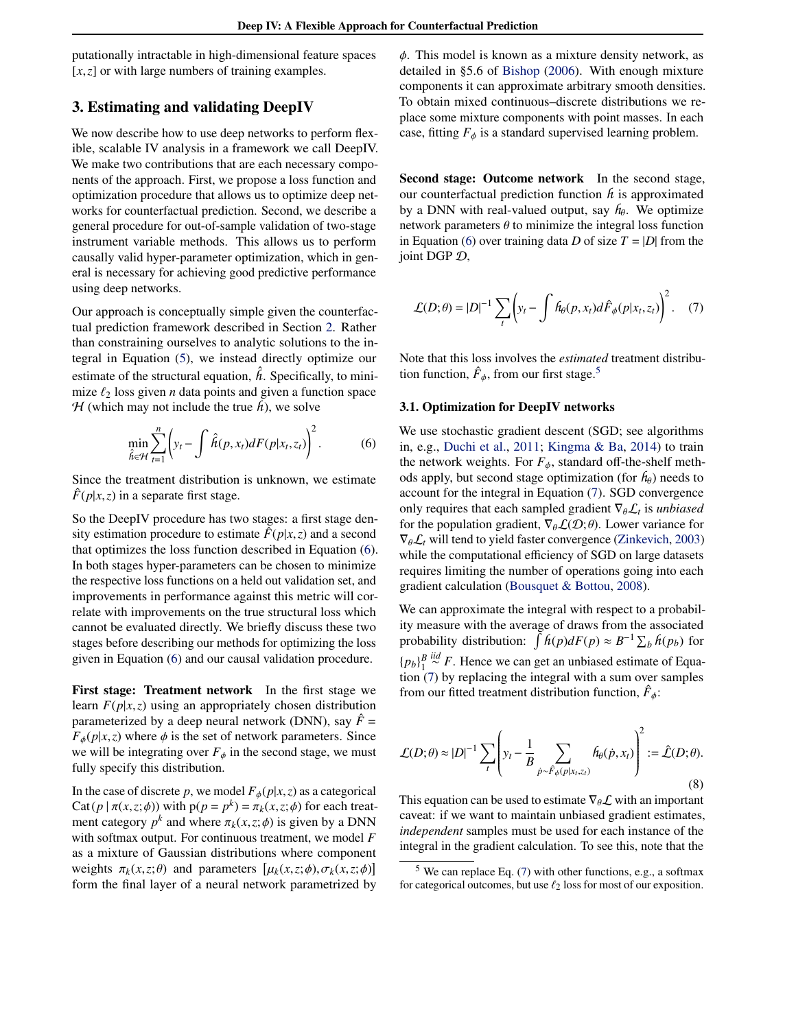putationally intractable in high-dimensional feature spaces $[x,z]$ or with large numbers of training examples.

## 3. Estimating and validating DeepIV

We now describe how to use deep networks to perform flexible, scalable IV analysis in a framework we call DeepIV. We make two contributions that are each necessary components of the approach. First, we propose a loss function and optimization procedure that allows us to optimize deep networks for counterfactual prediction. Second, we describe a general procedure for out-of-sample validation of two-stage instrument variable methods. This allows us to perform causally valid hyper-parameter optimization, which in general is necessary for achieving good predictive performance using deep networks.

Our approach is conceptually simple given the counterfactual prediction framework described in Section 2. Rather than constraining ourselves to analytic solutions to the integral in Equation (5), we instead directly optimize our estimate of the structural equation, $\hat{h}$. Specifically, to minimize $\ell_2$ loss given $n$ data points and given a function space $\mathcal{H}$ (which may not include the true $h$), we solve

$$\min_{\hat{h}\in\mathcal{H}} \sum_{t=1}^{n} \left( y_t - \int \hat{h}(p, x_t) dF(p|x_t, z_t) \right)^2. \tag{6}$$

Since the treatment distribution is unknown, we estimate $\hat{F}(p|x,z)$ in a separate first stage.

So the DeepIV procedure has two stages: a first stage density estimation procedure to estimate $\hat{F}(p|x,z)$ and a second that optimizes the loss function described in Equation (6). In both stages hyper-parameters can be chosen to minimize the respective loss functions on a held out validation set, and improvements in performance against this metric will correlate with improvements on the true structural loss which cannot be evaluated directly. We briefly discuss these two stages before describing our methods for optimizing the loss given in Equation (6) and our causal validation procedure.

**First stage: Treatment network** In the first stage we learn $F(p|x,z)$ using an appropriately chosen distribution parameterized by a deep neural network (DNN), say $\hat{F} = F_\phi(p|x,z)$ where $\phi$ is the set of network parameters. Since we will be integrating over $F_\phi$ in the second stage, we must fully specify this distribution.

In the case of discrete $p$, we model $F_\phi(p|x,z)$ as a categorical $\mathrm{Cat}(p \mid \pi(x,z;\phi))$ with $\mathrm{p}(p = p^k) = \pi_k(x,z;\phi)$ for each treatment category $p^k$ and where $\pi_k(x,z;\phi)$ is given by a DNN with softmax output. For continuous treatment, we model $F$ as a mixture of Gaussian distributions where component weights $\pi_k(x,z;\theta)$ and parameters $[\mu_k(x,z;\phi), \sigma_k(x,z;\phi)]$ form the final layer of a neural network parametrized by $\phi$. This model is known as a mixture density network, as detailed in §5.6 of Bishop (2006). With enough mixture components it can approximate arbitrary smooth densities. To obtain mixed continuous–discrete distributions we replace some mixture components with point masses. In each case, fitting $F_\phi$ is a standard supervised learning problem.

**Second stage: Outcome network** In the second stage, our counterfactual prediction function $h$ is approximated by a DNN with real-valued output, say $h_\theta$. We optimize network parameters $\theta$ to minimize the integral loss function in Equation (6) over training data $D$ of size $T = |D|$ from the joint DGP $\mathcal{D}$,

$$\mathcal{L}(D;\theta) = |D|^{-1} \sum_t \left( y_t - \int h_\theta(p, x_t) d\hat{F}_\phi(p|x_t, z_t) \right)^2. \tag{7}$$

Note that this loss involves the *estimated* treatment distribution function, $\hat{F}_\phi$, from our first stage.[5]

### 3.1. Optimization for DeepIV networks

We use stochastic gradient descent (SGD; see algorithms in, e.g., Duchi et al., 2011; Kingma & Ba, 2014) to train the network weights. For $F_\phi$, standard off-the-shelf methods apply, but second stage optimization (for $h_\theta$) needs to account for the integral in Equation (7). SGD convergence only requires that each sampled gradient $\nabla_\theta \mathcal{L}_t$ is *unbiased* for the population gradient, $\nabla_\theta \mathcal{L}(\mathcal{D};\theta)$. Lower variance for $\nabla_\theta \mathcal{L}_t$ will tend to yield faster convergence (Zinkevich, 2003) while the computational efficiency of SGD on large datasets requires limiting the number of operations going into each gradient calculation (Bousquet & Bottou, 2008).

We can approximate the integral with respect to a probability measure with the average of draws from the associated probability distribution: $\int h(p) dF(p) \approx B^{-1} \sum_b h(p_b)$ for $\{p_b\}_1^B \overset{iid}{\sim} F$. Hence we can get an unbiased estimate of Equation (7) by replacing the integral with a sum over samples from our fitted treatment distribution function, $\hat{F}_\phi$:

$$\mathcal{L}(D;\theta) \approx |D|^{-1} \sum_t \left( y_t - \frac{1}{B} \sum_{\dot{p} \sim \hat{F}_\phi(p|x_t, z_t)} h_\theta(\dot{p}, x_t) \right)^2 := \hat{\mathcal{L}}(D;\theta). \tag{8}$$

This equation can be used to estimate $\nabla_\theta \mathcal{L}$ with an important caveat: if we want to maintain unbiased gradient estimates, *independent* samples must be used for each instance of the integral in the gradient calculation. To see this, note that the

[5] We can replace Eq. (7) with other functions, e.g., a softmax for categorical outcomes, but use $\ell_2$ loss for most of our exposition.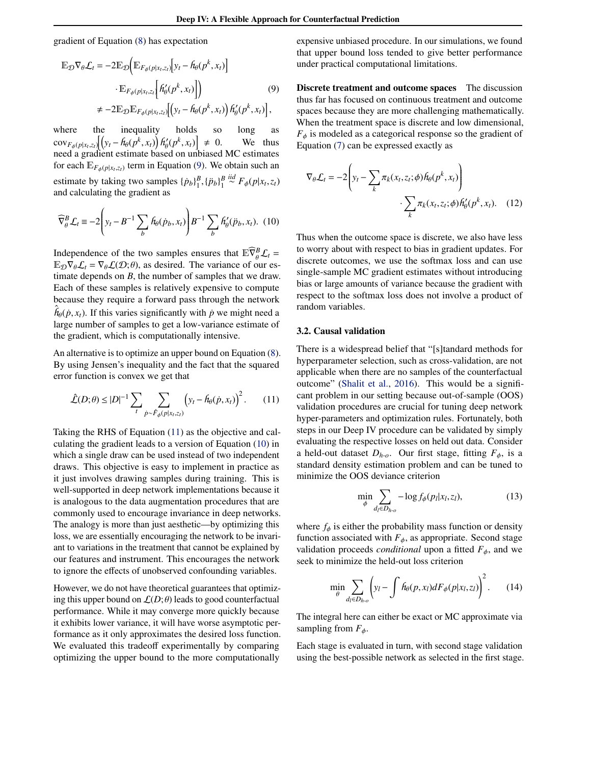gradient of Equation (8) has expectation

$$
\begin{aligned}
\mathbb{E}_{\mathcal{D}} \nabla_\theta \mathcal{L}_t &= -2\mathbb{E}_{\mathcal{D}}\Big(\mathbb{E}_{F_\phi(p|x_t,z_t)}\big[y_t - \hat{h}_\theta(p^k, x_t)\big] \\
&\qquad \cdot \mathbb{E}_{F_\phi(p|x_t,z_t)}\Big[\hat{h}'_\theta(p^k, x_t)\Big]\Big) \qquad (9) \\
&\neq -2\mathbb{E}_{\mathcal{D}}\mathbb{E}_{F_\phi(p|x_t,z_t)}\Big[\big(y_t - \hat{h}_\theta(p^k, x_t)\big)\hat{h}'_\theta(p^k, x_t)\Big],
\end{aligned}
$$

where the inequality holds so long as $\text{cov}_{F_\phi(p|x_t,z_t)}\Big[\big(y_t - \hat{h}_\theta(p^k, x_t)\big)\hat{h}'_\theta(p^k, x_t)\Big] \neq 0$. We thus need a gradient estimate based on unbiased MC estimates for each $\mathbb{E}_{F_\phi(p|x_t,z_t)}$ term in Equation (9). We obtain such an estimate by taking two samples $\{\dot{p}_b\}_1^B, \{\ddot{p}_b\}_1^B \overset{iid}{\sim} F_\phi(p|x_t, z_t)$ and calculating the gradient as

$$
\widehat{\nabla}^B_\theta \mathcal{L}_t \equiv -2\left(y_t - B^{-1}\sum_b \hat{h}_\theta(\dot{p}_b, x_t)\right) B^{-1} \sum_b \hat{h}'_\theta(\ddot{p}_b, x_t). \quad (10)
$$

Independence of the two samples ensures that $\mathbb{E}\widehat{\nabla}^B_\theta \mathcal{L}_t = \mathbb{E}_{\mathcal{D}}\nabla_\theta \mathcal{L}_t = \nabla_\theta \mathcal{L}(\mathcal{D};\theta)$, as desired. The variance of our estimate depends on $B$, the number of samples that we draw. Each of these samples is relatively expensive to compute because they require a forward pass through the network $\hat{h}_\theta(\dot{p}, x_t)$. If this varies significantly with $\dot{p}$ we might need a large number of samples to get a low-variance estimate of the gradient, which is computationally intensive.

An alternative is to optimize an upper bound on Equation (8). By using Jensen's inequality and the fact that the squared error function is convex we get that

$$
\hat{\mathcal{L}}(D;\theta) \leq |D|^{-1} \sum_t \sum_{\dot{p} \sim \hat{F}_\phi(p|x_t,z_t)} \big(y_t - \hat{h}_\theta(\dot{p}, x_t)\big)^2. \quad (11)
$$

Taking the RHS of Equation (11) as the objective and calculating the gradient leads to a version of Equation (10) in which a single draw can be used instead of two independent draws. This objective is easy to implement in practice as it just involves drawing samples during training. This is well-supported in deep network implementations because it is analogous to the data augmentation procedures that are commonly used to encourage invariance in deep networks. The analogy is more than just aesthetic—by optimizing this loss, we are essentially encouraging the network to be invariant to variations in the treatment that cannot be explained by our features and instrument. This encourages the network to ignore the effects of unobserved confounding variables.

However, we do not have theoretical guarantees that optimizing this upper bound on $\mathcal{L}(D;\theta)$ leads to good counterfactual performance. While it may converge more quickly because it exhibits lower variance, it will have worse asymptotic performance as it only approximates the desired loss function. We evaluated this tradeoff experimentally by comparing optimizing the upper bound to the more computationally expensive unbiased procedure. In our simulations, we found that upper bound loss tended to give better performance under practical computational limitations.

**Discrete treatment and outcome spaces** The discussion thus far has focused on continuous treatment and outcome spaces because they are more challenging mathematically. When the treatment space is discrete and low dimensional, $F_\phi$ is modeled as a categorical response so the gradient of Equation (7) can be expressed exactly as

$$
\begin{aligned}
\nabla_\theta \mathcal{L}_t = -2\left(y_t - \sum_k \pi_k(x_t, z_t;\phi)\hat{h}_\theta(p^k, x_t)\right) \\
\cdot \sum_k \pi_k(x_t, z_t;\phi)\hat{h}'_\theta(p^k, x_t). \quad (12)
\end{aligned}
$$

Thus when the outcome space is discrete, we also have less to worry about with respect to bias in gradient updates. For discrete outcomes, we use the softmax loss and can use single-sample MC gradient estimates without introducing bias or large amounts of variance because the gradient with respect to the softmax loss does not involve a product of random variables.

### 3.2. Causal validation

There is a widespread belief that "[s]tandard methods for hyperparameter selection, such as cross-validation, are not applicable when there are no samples of the counterfactual outcome" (Shalit et al., 2016). This would be a significant problem in our setting because out-of-sample (OOS) validation procedures are crucial for tuning deep network hyper-parameters and optimization rules. Fortunately, both steps in our Deep IV procedure can be validated by simply evaluating the respective losses on held out data. Consider a held-out dataset $D_{h\text{-}o}$. Our first stage, fitting $F_\phi$, is a standard density estimation problem and can be tuned to minimize the OOS deviance criterion

$$
\min_\phi \sum_{d_l \in D_{h\text{-}o}} -\log f_\phi(p_l|x_l, z_l), \quad (13)
$$

where $f_\phi$ is either the probability mass function or density function associated with $F_\phi$, as appropriate. Second stage validation proceeds *conditional* upon a fitted $F_\phi$, and we seek to minimize the held-out loss criterion

$$
\min_\theta \sum_{d_l \in D_{h\text{-}o}} \left(y_l - \int \hat{h}_\theta(p, x_l)dF_\phi(p|x_l, z_l)\right)^2. \quad (14)
$$

The integral here can either be exact or MC approximate via sampling from $F_\phi$.

Each stage is evaluated in turn, with second stage validation using the best-possible network as selected in the first stage.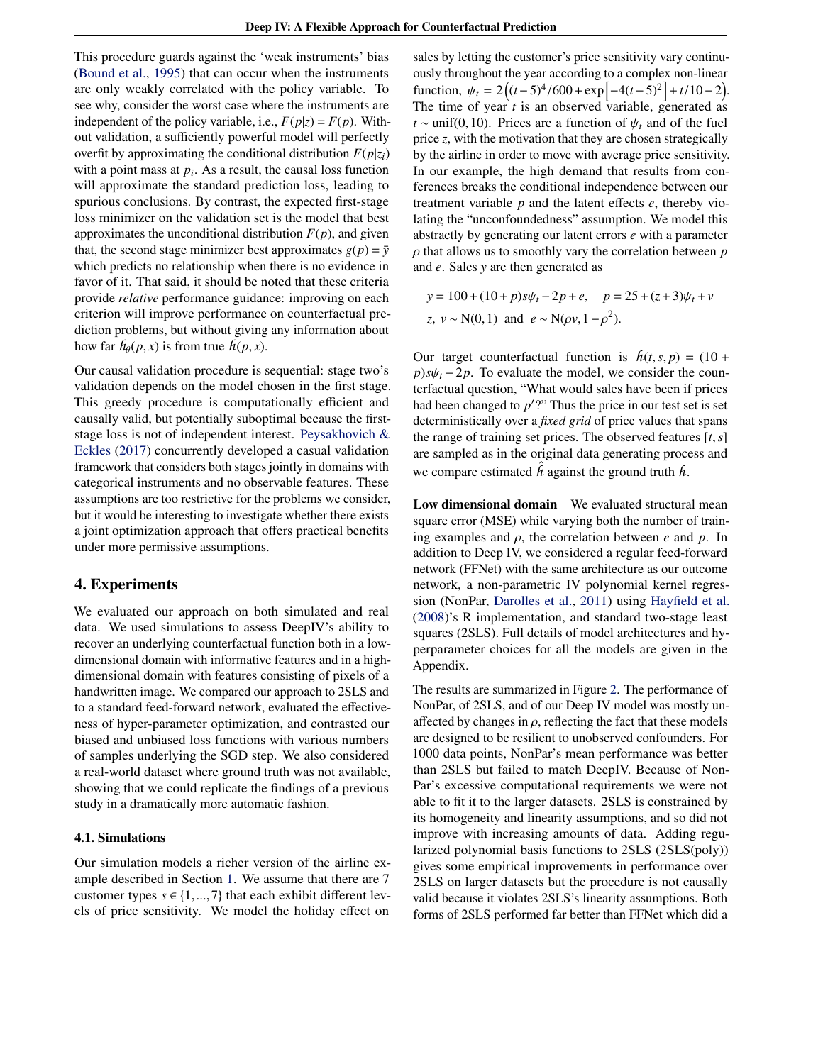This procedure guards against the 'weak instruments' bias (Bound et al., 1995) that can occur when the instruments are only weakly correlated with the policy variable. To see why, consider the worst case where the instruments are independent of the policy variable, i.e., $F(p|z) = F(p)$. Without validation, a sufficiently powerful model will perfectly overfit by approximating the conditional distribution $F(p|z_i)$ with a point mass at $p_i$. As a result, the causal loss function will approximate the standard prediction loss, leading to spurious conclusions. By contrast, the expected first-stage loss minimizer on the validation set is the model that best approximates the unconditional distribution $F(p)$, and given that, the second stage minimizer best approximates $g(p) = \bar{y}$ which predicts no relationship when there is no evidence in favor of it. That said, it should be noted that these criteria provide *relative* performance guidance: improving on each criterion will improve performance on counterfactual prediction problems, but without giving any information about how far $\hat{h}_\theta(p, x)$ is from true $h(p, x)$.

Our causal validation procedure is sequential: stage two's validation depends on the model chosen in the first stage. This greedy procedure is computationally efficient and causally valid, but potentially suboptimal because the first-stage loss is not of independent interest. Peysakhovich & Eckles (2017) concurrently developed a casual validation framework that considers both stages jointly in domains with categorical instruments and no observable features. These assumptions are too restrictive for the problems we consider, but it would be interesting to investigate whether there exists a joint optimization approach that offers practical benefits under more permissive assumptions.

## 4. Experiments

We evaluated our approach on both simulated and real data. We used simulations to assess DeepIV's ability to recover an underlying counterfactual function both in a low-dimensional domain with informative features and in a high-dimensional domain with features consisting of pixels of a handwritten image. We compared our approach to 2SLS and to a standard feed-forward network, evaluated the effectiveness of hyper-parameter optimization, and contrasted our biased and unbiased loss functions with various numbers of samples underlying the SGD step. We also considered a real-world dataset where ground truth was not available, showing that we could replicate the findings of a previous study in a dramatically more automatic fashion.

### 4.1. Simulations

Our simulation models a richer version of the airline example described in Section 1. We assume that there are 7 customer types $s \in \{1, ..., 7\}$ that each exhibit different levels of price sensitivity. We model the holiday effect on sales by letting the customer's price sensitivity vary continuously throughout the year according to a complex non-linear function, $\psi_t = 2\left((t-5)^4/600 + \exp\left[-4(t-5)^2\right] + t/10 - 2\right)$. The time of year $t$ is an observed variable, generated as $t \sim \text{unif}(0, 10)$. Prices are a function of $\psi_t$ and of the fuel price $z$, with the motivation that they are chosen strategically by the airline in order to move with average price sensitivity. In our example, the high demand that results from conferences breaks the conditional independence between our treatment variable $p$ and the latent effects $e$, thereby violating the "unconfoundedness" assumption. We model this abstractly by generating our latent errors $e$ with a parameter $\rho$ that allows us to smoothly vary the correlation between $p$ and $e$. Sales $y$ are then generated as

$$y = 100 + (10 + p)s\psi_t - 2p + e, \quad p = 25 + (z + 3)\psi_t + v$$
$$z,\ v \sim \text{N}(0, 1) \ \text{ and } \ e \sim \text{N}(\rho v, 1 - \rho^2).$$

Our target counterfactual function is $h(t, s, p) = (10 + p)s\psi_t - 2p$. To evaluate the model, we consider the counterfactual question, "What would sales have been if prices had been changed to $p'$?" Thus the price in our test set is set deterministically over a *fixed grid* of price values that spans the range of training set prices. The observed features $[t, s]$ are sampled as in the original data generating process and we compare estimated $\hat{h}$ against the ground truth $h$.

**Low dimensional domain** We evaluated structural mean square error (MSE) while varying both the number of training examples and $\rho$, the correlation between $e$ and $p$. In addition to Deep IV, we considered a regular feed-forward network (FFNet) with the same architecture as our outcome network, a non-parametric IV polynomial kernel regression (NonPar, Darolles et al., 2011) using Hayfield et al. (2008)'s R implementation, and standard two-stage least squares (2SLS). Full details of model architectures and hyperparameter choices for all the models are given in the Appendix.

The results are summarized in Figure 2. The performance of NonPar, of 2SLS, and of our Deep IV model was mostly unaffected by changes in $\rho$, reflecting the fact that these models are designed to be resilient to unobserved confounders. For 1000 data points, NonPar's mean performance was better than 2SLS but failed to match DeepIV. Because of NonPar's excessive computational requirements we were not able to fit it to the larger datasets. 2SLS is constrained by its homogeneity and linearity assumptions, and so did not improve with increasing amounts of data. Adding regularized polynomial basis functions to 2SLS (2SLS(poly)) gives some empirical improvements in performance over 2SLS on larger datasets but the procedure is not causally valid because it violates 2SLS's linearity assumptions. Both forms of 2SLS performed far better than FFNet which did a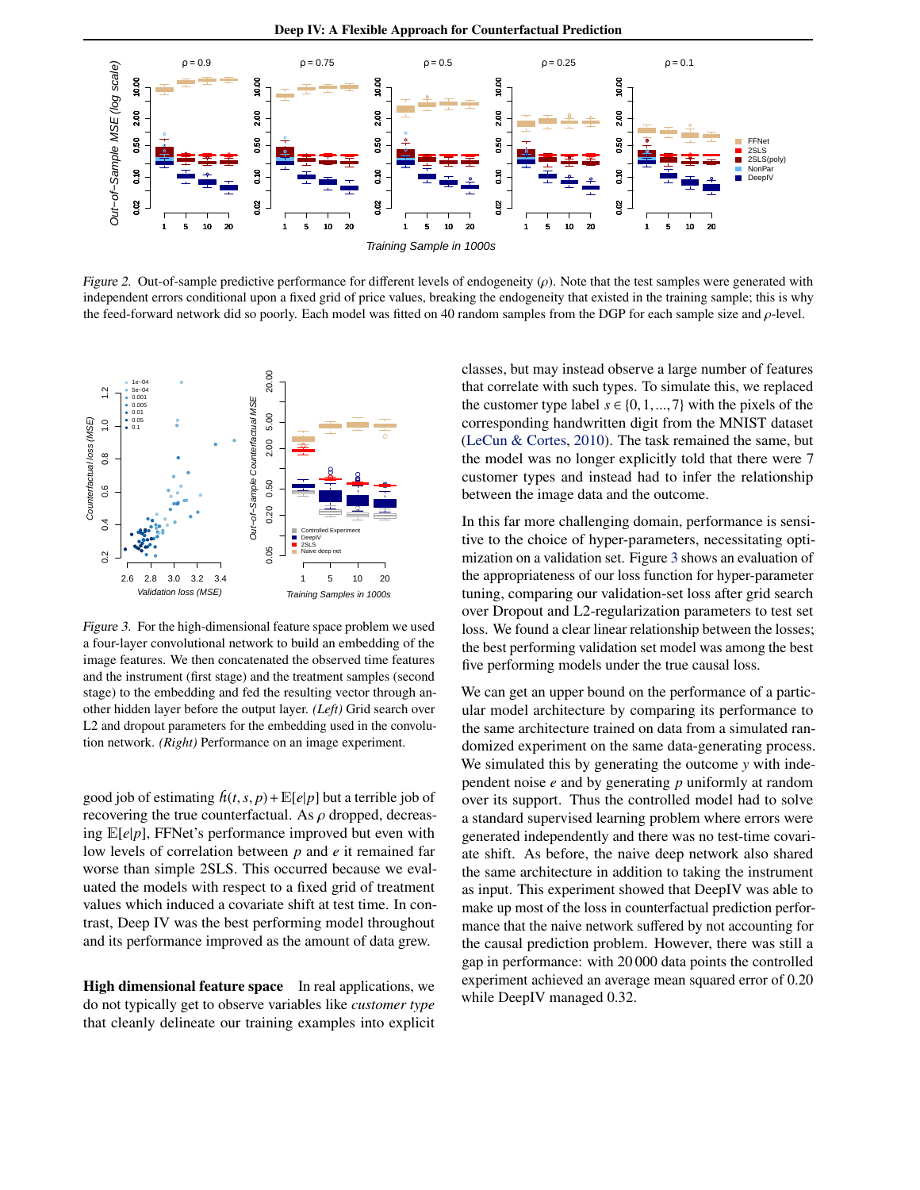*Figure 2.* Out-of-sample predictive performance for different levels of endogeneity ($\rho$). Note that the test samples were generated with independent errors conditional upon a fixed grid of price values, breaking the endogeneity that existed in the training sample; this is why the feed-forward network did so poorly. Each model was fitted on 40 random samples from the DGP for each sample size and $\rho$-level.

*Figure 3.* For the high-dimensional feature space problem we used a four-layer convolutional network to build an embedding of the image features. We then concatenated the observed time features and the instrument (first stage) and the treatment samples (second stage) to the embedding and fed the resulting vector through another hidden layer before the output layer. *(Left)* Grid search over L2 and dropout parameters for the embedding used in the convolution network. *(Right)* Performance on an image experiment.

good job of estimating $\hat{h}(t,s,p) + \mathbb{E}[e|p]$ but a terrible job of recovering the true counterfactual. As $\rho$ dropped, decreasing $\mathbb{E}[e|p]$, FFNet's performance improved but even with low levels of correlation between $p$ and $e$ it remained far worse than simple 2SLS. This occurred because we evaluated the models with respect to a fixed grid of treatment values which induced a covariate shift at test time. In contrast, Deep IV was the best performing model throughout and its performance improved as the amount of data grew.

**High dimensional feature space** In real applications, we do not typically get to observe variables like *customer type* that cleanly delineate our training examples into explicit classes, but may instead observe a large number of features that correlate with such types. To simulate this, we replaced the customer type label $s \in \{0, 1, ..., 7\}$ with the pixels of the corresponding handwritten digit from the MNIST dataset (LeCun & Cortes, 2010). The task remained the same, but the model was no longer explicitly told that there were 7 customer types and instead had to infer the relationship between the image data and the outcome.

In this far more challenging domain, performance is sensitive to the choice of hyper-parameters, necessitating optimization on a validation set. Figure 3 shows an evaluation of the appropriateness of our loss function for hyper-parameter tuning, comparing our validation-set loss after grid search over Dropout and L2-regularization parameters to test set loss. We found a clear linear relationship between the losses; the best performing validation set model was among the best five performing models under the true causal loss.

We can get an upper bound on the performance of a particular model architecture by comparing its performance to the same architecture trained on data from a simulated randomized experiment on the same data-generating process. We simulated this by generating the outcome $y$ with independent noise $e$ and by generating $p$ uniformly at random over its support. Thus the controlled model had to solve a standard supervised learning problem where errors were generated independently and there was no test-time covariate shift. As before, the naive deep network also shared the same architecture in addition to taking the instrument as input. This experiment showed that DeepIV was able to make up most of the loss in counterfactual prediction performance that the naive network suffered by not accounting for the causal prediction problem. However, there was still a gap in performance: with 20 000 data points the controlled experiment achieved an average mean squared error of 0.20 while DeepIV managed 0.32.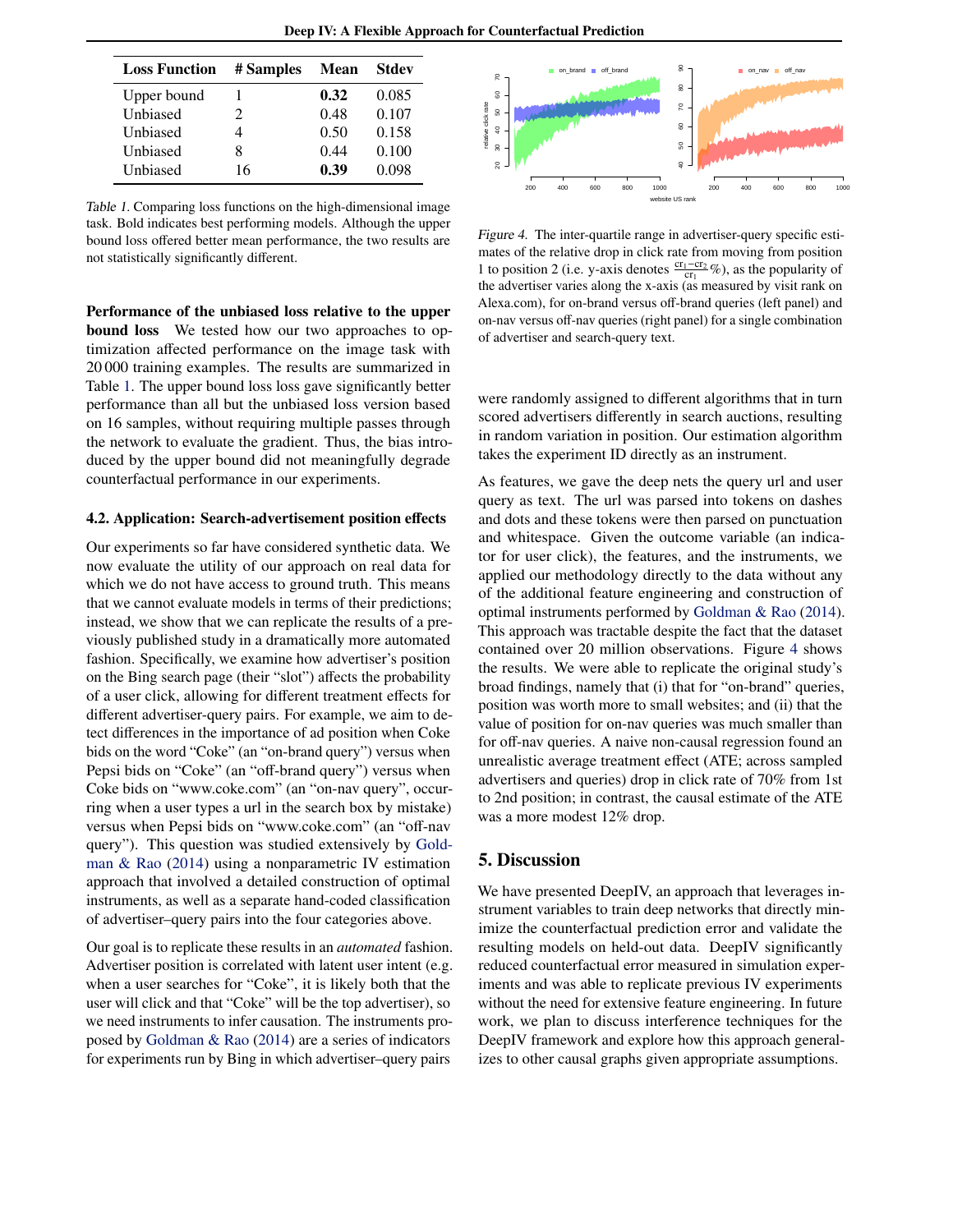| Loss Function | # Samples | Mean | Stdev |
|---|---|---|---|
| Upper bound | 1 | **0.32** | 0.085 |
| Unbiased | 2 | 0.48 | 0.107 |
| Unbiased | 4 | 0.50 | 0.158 |
| Unbiased | 8 | 0.44 | 0.100 |
| Unbiased | 16 | **0.39** | 0.098 |

*Table 1.* Comparing loss functions on the high-dimensional image task. Bold indicates best performing models. Although the upper bound loss offered better mean performance, the two results are not statistically significantly different.

**Performance of the unbiased loss relative to the upper bound loss** We tested how our two approaches to optimization affected performance on the image task with 20 000 training examples. The results are summarized in Table 1. The upper bound loss loss gave significantly better performance than all but the unbiased loss version based on 16 samples, without requiring multiple passes through the network to evaluate the gradient. Thus, the bias introduced by the upper bound did not meaningfully degrade counterfactual performance in our experiments.

### 4.2. Application: Search-advertisement position effects

Our experiments so far have considered synthetic data. We now evaluate the utility of our approach on real data for which we do not have access to ground truth. This means that we cannot evaluate models in terms of their predictions; instead, we show that we can replicate the results of a previously published study in a dramatically more automated fashion. Specifically, we examine how advertiser's position on the Bing search page (their "slot") affects the probability of a user click, allowing for different treatment effects for different advertiser-query pairs. For example, we aim to detect differences in the importance of ad position when Coke bids on the word "Coke" (an "on-brand query") versus when Pepsi bids on "Coke" (an "off-brand query") versus when Coke bids on "www.coke.com" (an "on-nav query", occurring when a user types a url in the search box by mistake) versus when Pepsi bids on "www.coke.com" (an "off-nav query"). This question was studied extensively by Goldman & Rao (2014) using a nonparametric IV estimation approach that involved a detailed construction of optimal instruments, as well as a separate hand-coded classification of advertiser–query pairs into the four categories above.

Our goal is to replicate these results in an *automated* fashion. Advertiser position is correlated with latent user intent (e.g. when a user searches for "Coke", it is likely both that the user will click and that "Coke" will be the top advertiser), so we need instruments to infer causation. The instruments proposed by Goldman & Rao (2014) are a series of indicators for experiments run by Bing in which advertiser–query pairs were randomly assigned to different algorithms that in turn scored advertisers differently in search auctions, resulting in random variation in position. Our estimation algorithm takes the experiment ID directly as an instrument.

*Figure 4.* The inter-quartile range in advertiser-query specific estimates of the relative drop in click rate from moving from position 1 to position 2 (i.e. y-axis denotes $\frac{\text{cr}_1 - \text{cr}_2}{\text{cr}_1}\%$), as the popularity of the advertiser varies along the x-axis (as measured by visit rank on Alexa.com), for on-brand versus off-brand queries (left panel) and on-nav versus off-nav queries (right panel) for a single combination of advertiser and search-query text.

As features, we gave the deep nets the query url and user query as text. The url was parsed into tokens on dashes and dots and these tokens were then parsed on punctuation and whitespace. Given the outcome variable (an indicator for user click), the features, and the instruments, we applied our methodology directly to the data without any of the additional feature engineering and construction of optimal instruments performed by Goldman & Rao (2014). This approach was tractable despite the fact that the dataset contained over 20 million observations. Figure 4 shows the results. We were able to replicate the original study's broad findings, namely that (i) that for "on-brand" queries, position was worth more to small websites; and (ii) that the value of position for on-nav queries was much smaller than for off-nav queries. A naive non-causal regression found an unrealistic average treatment effect (ATE; across sampled advertisers and queries) drop in click rate of 70% from 1st to 2nd position; in contrast, the causal estimate of the ATE was a more modest 12% drop.

## 5. Discussion

We have presented DeepIV, an approach that leverages instrument variables to train deep networks that directly minimize the counterfactual prediction error and validate the resulting models on held-out data. DeepIV significantly reduced counterfactual error measured in simulation experiments and was able to replicate previous IV experiments without the need for extensive feature engineering. In future work, we plan to discuss interference techniques for the DeepIV framework and explore how this approach generalizes to other causal graphs given appropriate assumptions.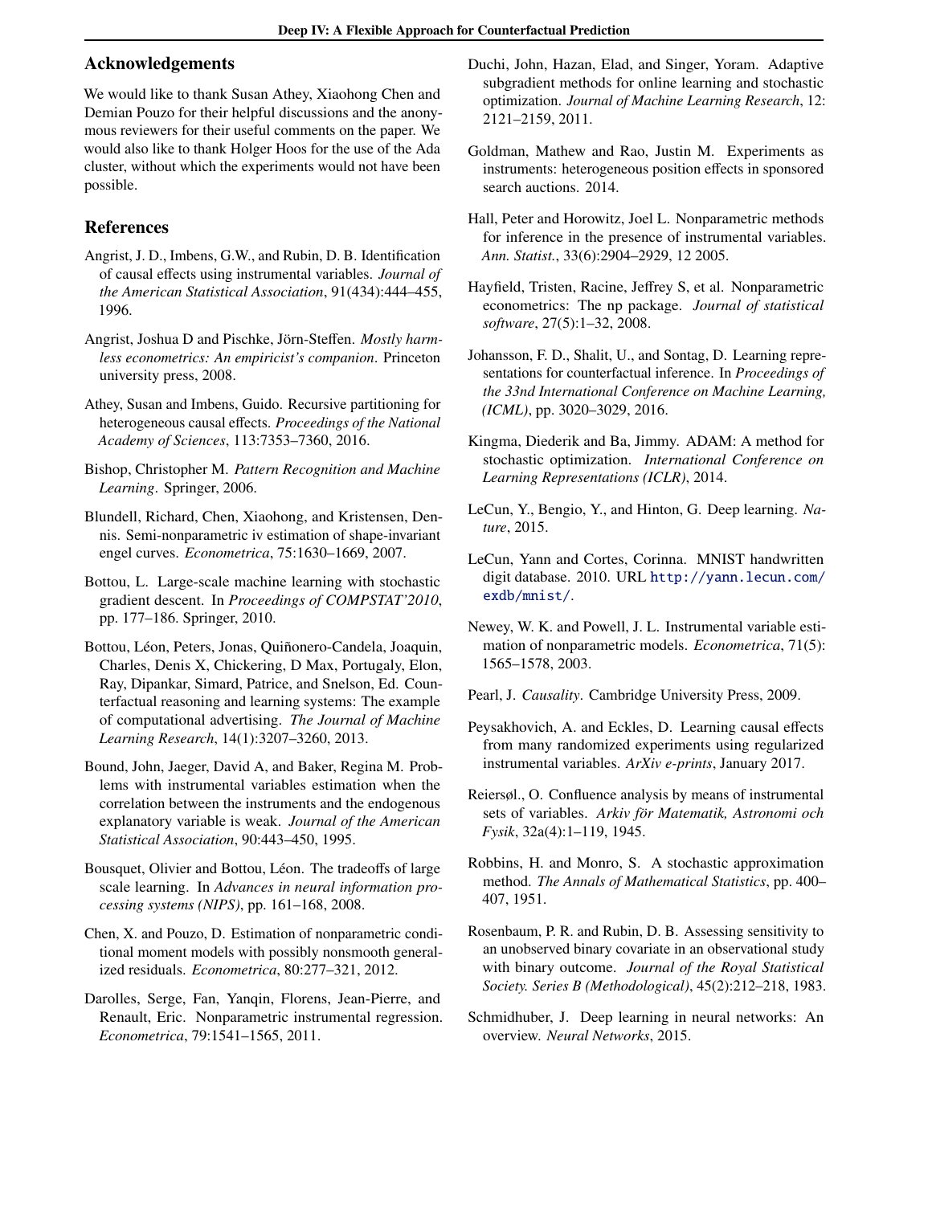## Acknowledgements

We would like to thank Susan Athey, Xiaohong Chen and Demian Pouzo for their helpful discussions and the anonymous reviewers for their useful comments on the paper. We would also like to thank Holger Hoos for the use of the Ada cluster, without which the experiments would not have been possible.

## References

Angrist, J. D., Imbens, G.W., and Rubin, D. B. Identification of causal effects using instrumental variables. *Journal of the American Statistical Association*, 91(434):444–455, 1996.

Angrist, Joshua D and Pischke, Jörn-Steffen. *Mostly harmless econometrics: An empiricist's companion*. Princeton university press, 2008.

Athey, Susan and Imbens, Guido. Recursive partitioning for heterogeneous causal effects. *Proceedings of the National Academy of Sciences*, 113:7353–7360, 2016.

Bishop, Christopher M. *Pattern Recognition and Machine Learning*. Springer, 2006.

Blundell, Richard, Chen, Xiaohong, and Kristensen, Dennis. Semi-nonparametric iv estimation of shape-invariant engel curves. *Econometrica*, 75:1630–1669, 2007.

Bottou, L. Large-scale machine learning with stochastic gradient descent. In *Proceedings of COMPSTAT'2010*, pp. 177–186. Springer, 2010.

Bottou, Léon, Peters, Jonas, Quiñonero-Candela, Joaquin, Charles, Denis X, Chickering, D Max, Portugaly, Elon, Ray, Dipankar, Simard, Patrice, and Snelson, Ed. Counterfactual reasoning and learning systems: The example of computational advertising. *The Journal of Machine Learning Research*, 14(1):3207–3260, 2013.

Bound, John, Jaeger, David A, and Baker, Regina M. Problems with instrumental variables estimation when the correlation between the instruments and the endogenous explanatory variable is weak. *Journal of the American Statistical Association*, 90:443–450, 1995.

Bousquet, Olivier and Bottou, Léon. The tradeoffs of large scale learning. In *Advances in neural information processing systems (NIPS)*, pp. 161–168, 2008.

Chen, X. and Pouzo, D. Estimation of nonparametric conditional moment models with possibly nonsmooth generalized residuals. *Econometrica*, 80:277–321, 2012.

Darolles, Serge, Fan, Yanqin, Florens, Jean-Pierre, and Renault, Eric. Nonparametric instrumental regression. *Econometrica*, 79:1541–1565, 2011.

Duchi, John, Hazan, Elad, and Singer, Yoram. Adaptive subgradient methods for online learning and stochastic optimization. *Journal of Machine Learning Research*, 12: 2121–2159, 2011.

Goldman, Mathew and Rao, Justin M. Experiments as instruments: heterogeneous position effects in sponsored search auctions. 2014.

Hall, Peter and Horowitz, Joel L. Nonparametric methods for inference in the presence of instrumental variables. *Ann. Statist.*, 33(6):2904–2929, 12 2005.

Hayfield, Tristen, Racine, Jeffrey S, et al. Nonparametric econometrics: The np package. *Journal of statistical software*, 27(5):1–32, 2008.

Johansson, F. D., Shalit, U., and Sontag, D. Learning representations for counterfactual inference. In *Proceedings of the 33nd International Conference on Machine Learning, (ICML)*, pp. 3020–3029, 2016.

Kingma, Diederik and Ba, Jimmy. ADAM: A method for stochastic optimization. *International Conference on Learning Representations (ICLR)*, 2014.

LeCun, Y., Bengio, Y., and Hinton, G. Deep learning. *Nature*, 2015.

LeCun, Yann and Cortes, Corinna. MNIST handwritten digit database. 2010. URL http://yann.lecun.com/exdb/mnist/.

Newey, W. K. and Powell, J. L. Instrumental variable estimation of nonparametric models. *Econometrica*, 71(5): 1565–1578, 2003.

Pearl, J. *Causality*. Cambridge University Press, 2009.

Peysakhovich, A. and Eckles, D. Learning causal effects from many randomized experiments using regularized instrumental variables. *ArXiv e-prints*, January 2017.

Reiersøl., O. Confluence analysis by means of instrumental sets of variables. *Arkiv för Matematik, Astronomi och Fysik*, 32a(4):1–119, 1945.

Robbins, H. and Monro, S. A stochastic approximation method. *The Annals of Mathematical Statistics*, pp. 400–407, 1951.

Rosenbaum, P. R. and Rubin, D. B. Assessing sensitivity to an unobserved binary covariate in an observational study with binary outcome. *Journal of the Royal Statistical Society. Series B (Methodological)*, 45(2):212–218, 1983.

Schmidhuber, J. Deep learning in neural networks: An overview. *Neural Networks*, 2015.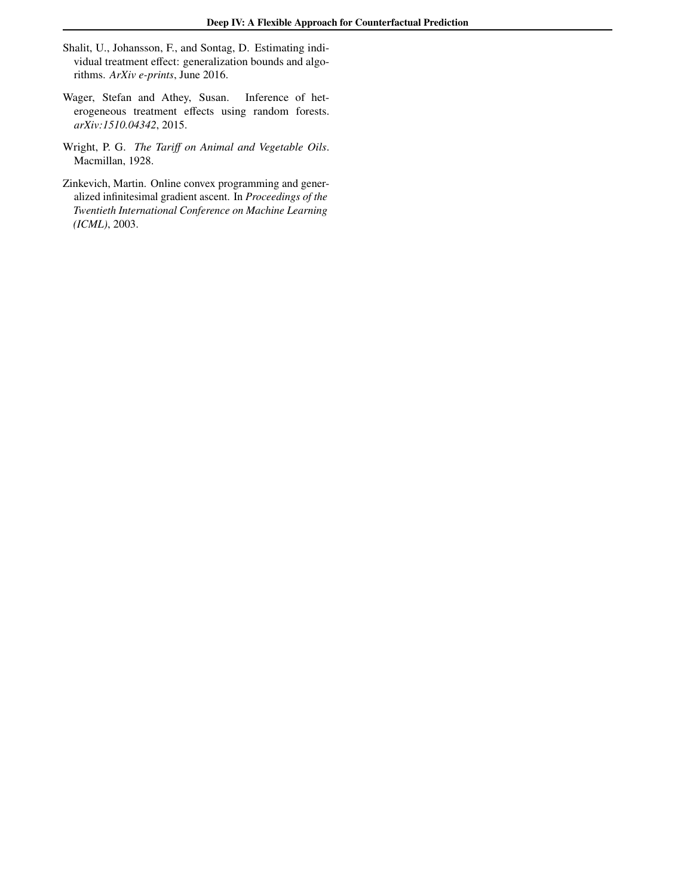Shalit, U., Johansson, F., and Sontag, D. Estimating individual treatment effect: generalization bounds and algorithms. *ArXiv e-prints*, June 2016.

Wager, Stefan and Athey, Susan. Inference of heterogeneous treatment effects using random forests. *arXiv:1510.04342*, 2015.

Wright, P. G. *The Tariff on Animal and Vegetable Oils*. Macmillan, 1928.

Zinkevich, Martin. Online convex programming and generalized infinitesimal gradient ascent. In *Proceedings of the Twentieth International Conference on Machine Learning (ICML)*, 2003.